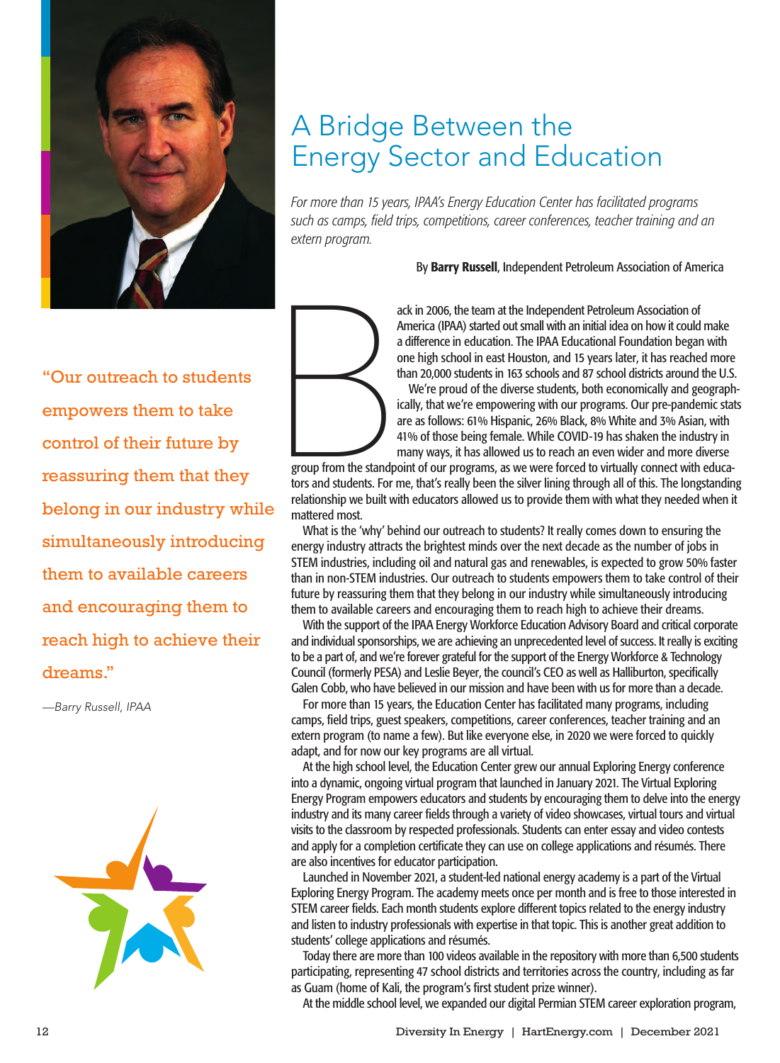# A Bridge Between the Energy Sector and Education

*For more than 15 years, IPAA's Energy Education Center has facilitated programs such as camps, field trips, competitions, career conferences, teacher training and an extern program.*

By **Barry Russell**, Independent Petroleum Association of America

"Our outreach to students empowers them to take control of their future by reassuring them that they belong in our industry while simultaneously introducing them to available careers and encouraging them to reach high to achieve their dreams."

*—Barry Russell, IPAA*

Back in 2006, the team at the Independent Petroleum Association of America (IPAA) started out small with an initial idea on how it could make a difference in education. The IPAA Educational Foundation began with one high school in east Houston, and 15 years later, it has reached more than 20,000 students in 163 schools and 87 school districts around the U.S.

We're proud of the diverse students, both economically and geographically, that we're empowering with our programs. Our pre-pandemic stats are as follows: 61% Hispanic, 26% Black, 8% White and 3% Asian, with 41% of those being female. While COVID-19 has shaken the industry in many ways, it has allowed us to reach an even wider and more diverse group from the standpoint of our programs, as we were forced to virtually connect with educators and students. For me, that's really been the silver lining through all of this. The longstanding relationship we built with educators allowed us to provide them with what they needed when it mattered most.

What is the 'why' behind our outreach to students? It really comes down to ensuring the energy industry attracts the brightest minds over the next decade as the number of jobs in STEM industries, including oil and natural gas and renewables, is expected to grow 50% faster than in non-STEM industries. Our outreach to students empowers them to take control of their future by reassuring them that they belong in our industry while simultaneously introducing them to available careers and encouraging them to reach high to achieve their dreams.

With the support of the IPAA Energy Workforce Education Advisory Board and critical corporate and individual sponsorships, we are achieving an unprecedented level of success. It really is exciting to be a part of, and we're forever grateful for the support of the Energy Workforce & Technology Council (formerly PESA) and Leslie Beyer, the council's CEO as well as Halliburton, specifically Galen Cobb, who have believed in our mission and have been with us for more than a decade.

For more than 15 years, the Education Center has facilitated many programs, including camps, field trips, guest speakers, competitions, career conferences, teacher training and an extern program (to name a few). But like everyone else, in 2020 we were forced to quickly adapt, and for now our key programs are all virtual.

At the high school level, the Education Center grew our annual Exploring Energy conference into a dynamic, ongoing virtual program that launched in January 2021. The Virtual Exploring Energy Program empowers educators and students by encouraging them to delve into the energy industry and its many career fields through a variety of video showcases, virtual tours and virtual visits to the classroom by respected professionals. Students can enter essay and video contests and apply for a completion certificate they can use on college applications and résumés. There are also incentives for educator participation.

Launched in November 2021, a student-led national energy academy is a part of the Virtual Exploring Energy Program. The academy meets once per month and is free to those interested in STEM career fields. Each month students explore different topics related to the energy industry and listen to industry professionals with expertise in that topic. This is another great addition to students' college applications and résumés.

Today there are more than 100 videos available in the repository with more than 6,500 students participating, representing 47 school districts and territories across the country, including as far as Guam (home of Kali, the program's first student prize winner).

At the middle school level, we expanded our digital Permian STEM career exploration program,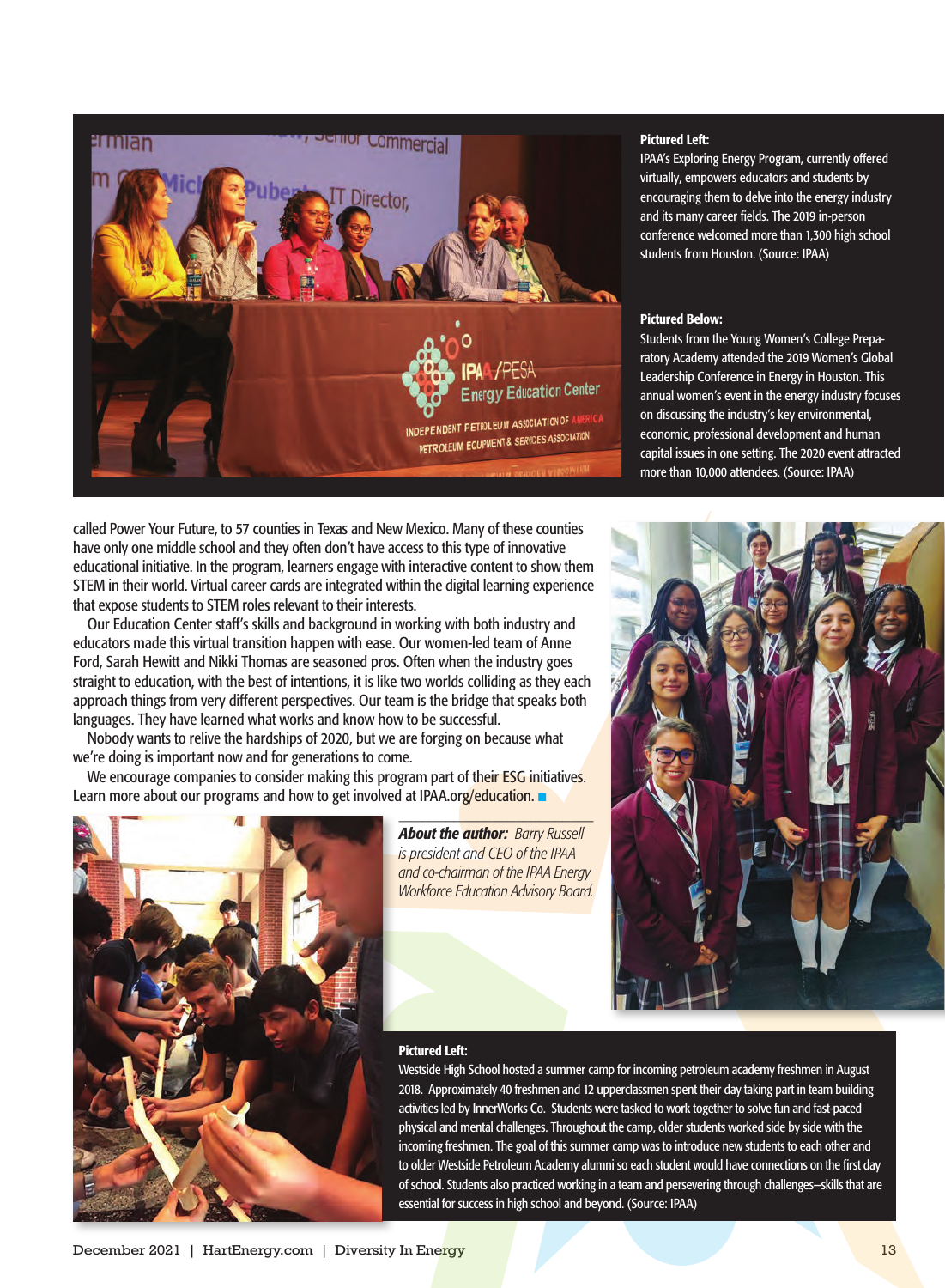**Pictured Left:**
IPAA's Exploring Energy Program, currently offered virtually, empowers educators and students by encouraging them to delve into the energy industry and its many career fields. The 2019 in-person conference welcomed more than 1,300 high school students from Houston. (Source: IPAA)

**Pictured Below:**
Students from the Young Women's College Preparatory Academy attended the 2019 Women's Global Leadership Conference in Energy in Houston. This annual women's event in the energy industry focuses on discussing the industry's key environmental, economic, professional development and human capital issues in one setting. The 2020 event attracted more than 10,000 attendees. (Source: IPAA)

called Power Your Future, to 57 counties in Texas and New Mexico. Many of these counties have only one middle school and they often don't have access to this type of innovative educational initiative. In the program, learners engage with interactive content to show them STEM in their world. Virtual career cards are integrated within the digital learning experience that expose students to STEM roles relevant to their interests.

Our Education Center staff's skills and background in working with both industry and educators made this virtual transition happen with ease. Our women-led team of Anne Ford, Sarah Hewitt and Nikki Thomas are seasoned pros. Often when the industry goes straight to education, with the best of intentions, it is like two worlds colliding as they each approach things from very different perspectives. Our team is the bridge that speaks both languages. They have learned what works and know how to be successful.

Nobody wants to relive the hardships of 2020, but we are forging on because what we're doing is important now and for generations to come.

We encourage companies to consider making this program part of their ESG initiatives. Learn more about our programs and how to get involved at IPAA.org/education. ■

***About the author:*** *Barry Russell is president and CEO of the IPAA and co-chairman of the IPAA Energy Workforce Education Advisory Board.*

**Pictured Left:**
Westside High School hosted a summer camp for incoming petroleum academy freshmen in August 2018. Approximately 40 freshmen and 12 upperclassmen spent their day taking part in team building activities led by InnerWorks Co. Students were tasked to work together to solve fun and fast-paced physical and mental challenges. Throughout the camp, older students worked side by side with the incoming freshmen. The goal of this summer camp was to introduce new students to each other and to older Westside Petroleum Academy alumni so each student would have connections on the first day of school. Students also practiced working in a team and persevering through challenges–skills that are essential for success in high school and beyond. (Source: IPAA)